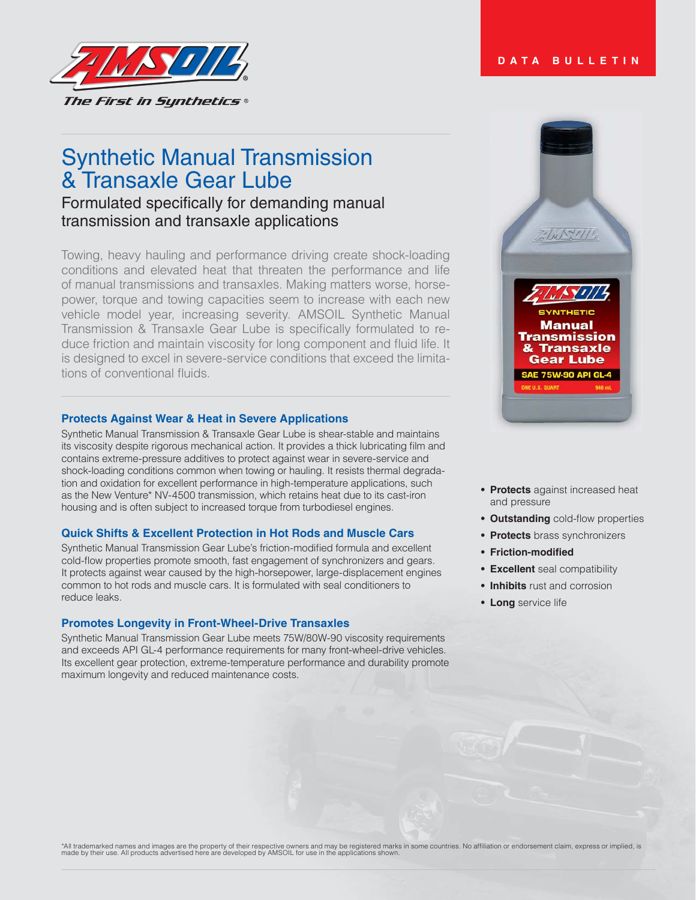DATA BULLETIN

# Synthetic Manual Transmission & Transaxle Gear Lube

## Formulated specifically for demanding manual transmission and transaxle applications

Towing, heavy hauling and performance driving create shock-loading conditions and elevated heat that threaten the performance and life of manual transmissions and transaxles. Making matters worse, horsepower, torque and towing capacities seem to increase with each new vehicle model year, increasing severity. AMSOIL Synthetic Manual Transmission & Transaxle Gear Lube is specifically formulated to reduce friction and maintain viscosity for long component and fluid life. It is designed to excel in severe-service conditions that exceed the limitations of conventional fluids.

### Protects Against Wear & Heat in Severe Applications

Synthetic Manual Transmission & Transaxle Gear Lube is shear-stable and maintains its viscosity despite rigorous mechanical action. It provides a thick lubricating film and contains extreme-pressure additives to protect against wear in severe-service and shock-loading conditions common when towing or hauling. It resists thermal degradation and oxidation for excellent performance in high-temperature applications, such as the New Venture* NV-4500 transmission, which retains heat due to its cast-iron housing and is often subject to increased torque from turbodiesel engines.

### Quick Shifts & Excellent Protection in Hot Rods and Muscle Cars

Synthetic Manual Transmission Gear Lube's friction-modified formula and excellent cold-flow properties promote smooth, fast engagement of synchronizers and gears. It protects against wear caused by the high-horsepower, large-displacement engines common to hot rods and muscle cars. It is formulated with seal conditioners to reduce leaks.

### Promotes Longevity in Front-Wheel-Drive Transaxles

Synthetic Manual Transmission Gear Lube meets 75W/80W-90 viscosity requirements and exceeds API GL-4 performance requirements for many front-wheel-drive vehicles. Its excellent gear protection, extreme-temperature performance and durability promote maximum longevity and reduced maintenance costs.

- **Protects** against increased heat and pressure
- **Outstanding** cold-flow properties
- **Protects** brass synchronizers
- **Friction-modified**
- **Excellent** seal compatibility
- **Inhibits** rust and corrosion
- **Long** service life

*All trademarked names and images are the property of their respective owners and may be registered marks in some countries. No affiliation or endorsement claim, express or implied, is made by their use. All products advertised here are developed by AMSOIL for use in the applications shown.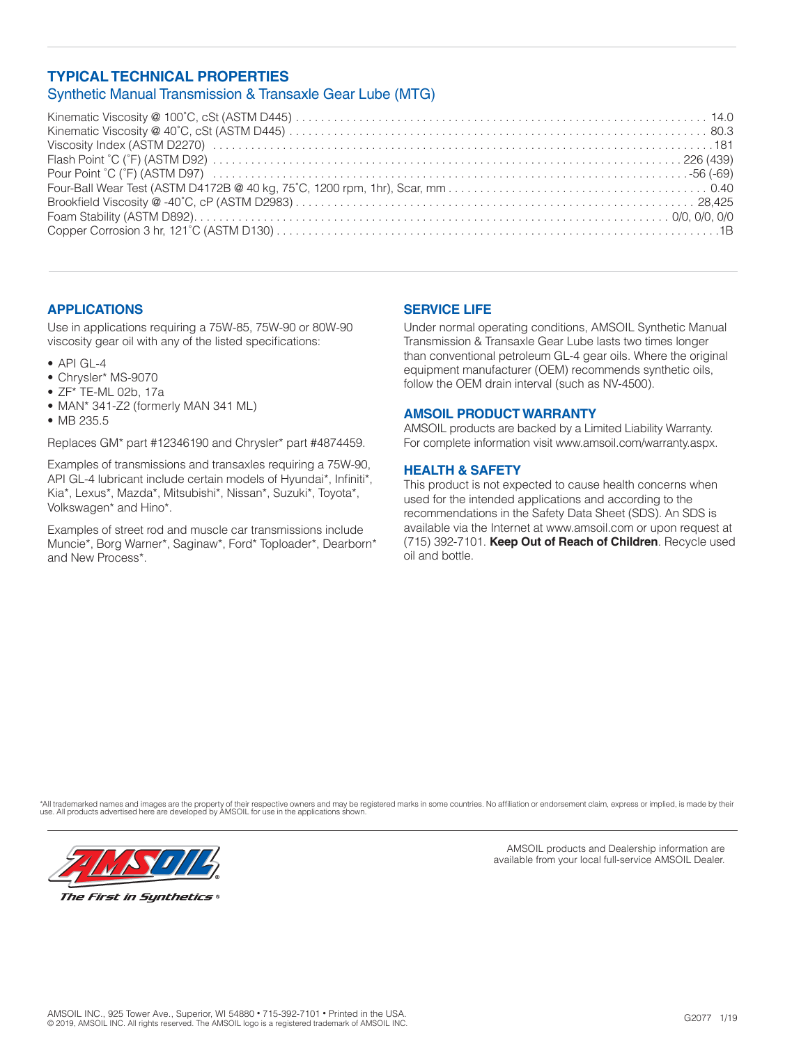## TYPICAL TECHNICAL PROPERTIES

### Synthetic Manual Transmission & Transaxle Gear Lube (MTG)

| | |
|---|---|
| Kinematic Viscosity @ 100˚C, cSt (ASTM D445) | 14.0 |
| Kinematic Viscosity @ 40˚C, cSt (ASTM D445) | 80.3 |
| Viscosity Index (ASTM D2270) | 181 |
| Flash Point ˚C (˚F) (ASTM D92) | 226 (439) |
| Pour Point ˚C (˚F) (ASTM D97) | -56 (-69) |
| Four-Ball Wear Test (ASTM D4172B @ 40 kg, 75˚C, 1200 rpm, 1hr), Scar, mm | 0.40 |
| Brookfield Viscosity @ -40˚C, cP (ASTM D2983) | 28,425 |
| Foam Stability (ASTM D892) | 0/0, 0/0, 0/0 |
| Copper Corrosion 3 hr, 121˚C (ASTM D130) | 1B |

## APPLICATIONS

Use in applications requiring a 75W-85, 75W-90 or 80W-90 viscosity gear oil with any of the listed specifications:

- API GL-4
- Chrysler* MS-9070
- ZF* TE-ML 02b, 17a
- MAN* 341-Z2 (formerly MAN 341 ML)
- MB 235.5

Replaces GM* part #12346190 and Chrysler* part #4874459.

Examples of transmissions and transaxles requiring a 75W-90, API GL-4 lubricant include certain models of Hyundai*, Infiniti*, Kia*, Lexus*, Mazda*, Mitsubishi*, Nissan*, Suzuki*, Toyota*, Volkswagen* and Hino*.

Examples of street rod and muscle car transmissions include Muncie*, Borg Warner*, Saginaw*, Ford* Toploader*, Dearborn* and New Process*.

## SERVICE LIFE

Under normal operating conditions, AMSOIL Synthetic Manual Transmission & Transaxle Gear Lube lasts two times longer than conventional petroleum GL-4 gear oils. Where the original equipment manufacturer (OEM) recommends synthetic oils, follow the OEM drain interval (such as NV-4500).

## AMSOIL PRODUCT WARRANTY

AMSOIL products are backed by a Limited Liability Warranty. For complete information visit www.amsoil.com/warranty.aspx.

## HEALTH & SAFETY

This product is not expected to cause health concerns when used for the intended applications and according to the recommendations in the Safety Data Sheet (SDS). An SDS is available via the Internet at www.amsoil.com or upon request at (715) 392-7101. **Keep Out of Reach of Children**. Recycle used oil and bottle.

*All trademarked names and images are the property of their respective owners and may be registered marks in some countries. No affiliation or endorsement claim, express or implied, is made by their use. All products advertised here are developed by AMSOIL for use in the applications shown.

AMSOIL — The First in Synthetics®

AMSOIL products and Dealership information are available from your local full-service AMSOIL Dealer.

AMSOIL INC., 925 Tower Ave., Superior, WI 54880 • 715-392-7101 • Printed in the USA.
© 2019, AMSOIL INC. All rights reserved. The AMSOIL logo is a registered trademark of AMSOIL INC.

G2077 1/19